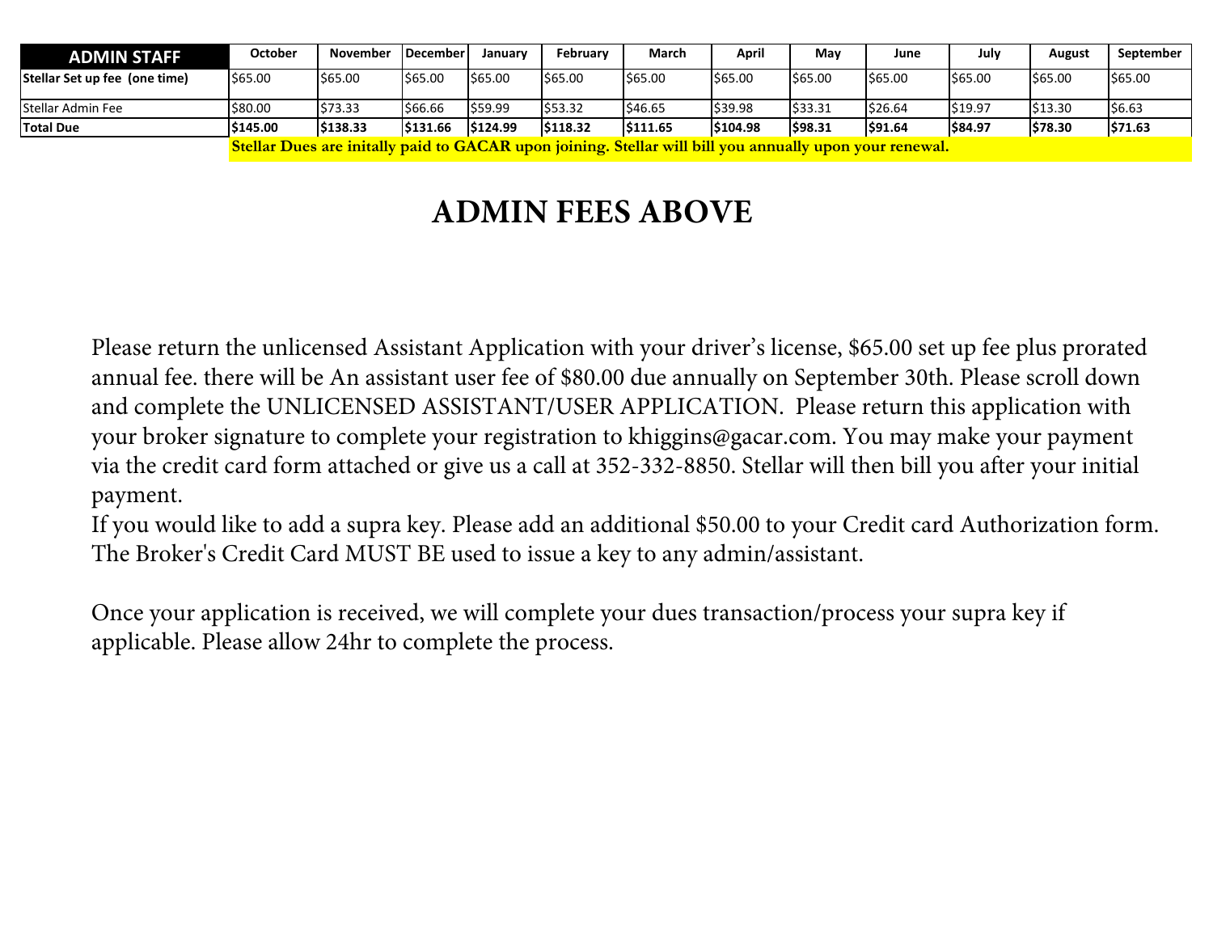| ADMIN STAFF | October | November | December | January | February | March | April | May | June | July | August | September |
|---|---|---|---|---|---|---|---|---|---|---|---|---|
| **Stellar Set up fee (one time)** | $65.00 | $65.00 | $65.00 | $65.00 | $65.00 | $65.00 | $65.00 | $65.00 | $65.00 | $65.00 | $65.00 | $65.00 |
| Stellar Admin Fee | $80.00 | $73.33 | $66.66 | $59.99 | $53.32 | $46.65 | $39.98 | $33.31 | $26.64 | $19.97 | $13.30 | $6.63 |
| **Total Due** | **$145.00** | **$138.33** | **$131.66** | **$124.99** | **$118.32** | **$111.65** | **$104.98** | **$98.31** | **$91.64** | **$84.97** | **$78.30** | **$71.63** |

**Stellar Dues are initally paid to GACAR upon joining. Stellar will bill you annually upon your renewal.**

# ADMIN FEES ABOVE

Please return the unlicensed Assistant Application with your driver's license, $65.00 set up fee plus prorated annual fee. there will be An assistant user fee of $80.00 due annually on September 30th. Please scroll down and complete the UNLICENSED ASSISTANT/USER APPLICATION. Please return this application with your broker signature to complete your registration to khiggins@gacar.com. You may make your payment via the credit card form attached or give us a call at 352-332-8850. Stellar will then bill you after your initial payment.
If you would like to add a supra key. Please add an additional $50.00 to your Credit card Authorization form. The Broker's Credit Card MUST BE used to issue a key to any admin/assistant.

Once your application is received, we will complete your dues transaction/process your supra key if applicable. Please allow 24hr to complete the process.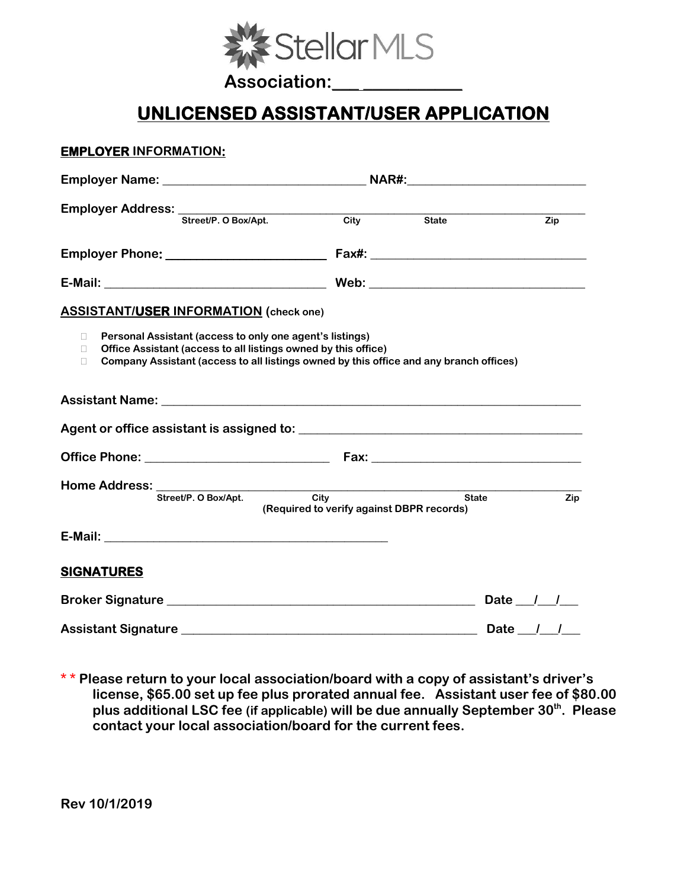StellarMLS

**Association:\_\_\_ \_\_\_\_\_\_\_\_\_\_\_**

# UNLICENSED ASSISTANT/USER APPLICATION

## EMPLOYER INFORMATION:

**Employer Name:** \_\_\_\_\_\_\_\_\_\_\_\_\_\_\_\_\_\_\_\_\_\_\_\_\_\_\_\_\_\_\_\_\_ **NAR#:**\_\_\_\_\_\_\_\_\_\_\_\_\_\_\_\_\_\_\_\_\_\_\_\_\_\_\_\_

**Employer Address:** \_\_\_\_\_\_\_\_\_\_\_\_\_\_\_\_\_\_\_\_\_\_\_\_\_\_\_\_\_\_\_\_\_\_\_\_\_\_\_\_\_\_\_\_\_\_\_\_\_\_\_\_\_\_\_\_\_\_\_\_\_\_\_\_\_\_\_\_
Street/P. O Box/Apt. City State Zip

**Employer Phone:** \_\_\_\_\_\_\_\_\_\_\_\_\_\_\_\_\_\_\_\_\_\_\_\_\_ **Fax#:** \_\_\_\_\_\_\_\_\_\_\_\_\_\_\_\_\_\_\_\_\_\_\_\_\_\_\_\_\_\_\_\_\_\_

**E-Mail:** \_\_\_\_\_\_\_\_\_\_\_\_\_\_\_\_\_\_\_\_\_\_\_\_\_\_\_\_\_\_\_\_\_\_\_\_ **Web:** \_\_\_\_\_\_\_\_\_\_\_\_\_\_\_\_\_\_\_\_\_\_\_\_\_\_\_\_\_\_\_\_\_\_

## ASSISTANT/USER INFORMATION (check one)

- ☐ Personal Assistant (access to only one agent's listings)
- ☐ Office Assistant (access to all listings owned by this office)
- ☐ Company Assistant (access to all listings owned by this office and any branch offices)

**Assistant Name:** \_\_\_\_\_\_\_\_\_\_\_\_\_\_\_\_\_\_\_\_\_\_\_\_\_\_\_\_\_\_\_\_\_\_\_\_\_\_\_\_\_\_\_\_\_\_\_\_\_\_\_\_\_\_\_\_\_\_\_\_\_\_\_\_\_\_

**Agent or office assistant is assigned to:** \_\_\_\_\_\_\_\_\_\_\_\_\_\_\_\_\_\_\_\_\_\_\_\_\_\_\_\_\_\_\_\_\_\_\_\_\_\_\_\_\_\_\_\_

**Office Phone:** \_\_\_\_\_\_\_\_\_\_\_\_\_\_\_\_\_\_\_\_\_\_\_\_\_\_\_\_\_\_ **Fax:** \_\_\_\_\_\_\_\_\_\_\_\_\_\_\_\_\_\_\_\_\_\_\_\_\_\_\_\_\_\_\_\_\_\_

**Home Address:** \_\_\_\_\_\_\_\_\_\_\_\_\_\_\_\_\_\_\_\_\_\_\_\_\_\_\_\_\_\_\_\_\_\_\_\_\_\_\_\_\_\_\_\_\_\_\_\_\_\_\_\_\_\_\_\_\_\_\_\_\_\_\_\_\_\_\_\_
Street/P. O Box/Apt. City State Zip
(Required to verify against DBPR records)

**E-Mail:** \_\_\_\_\_\_\_\_\_\_\_\_\_\_\_\_\_\_\_\_\_\_\_\_\_\_\_\_\_\_\_\_\_\_\_\_\_\_\_\_\_\_\_\_\_\_

## SIGNATURES

**Broker Signature** \_\_\_\_\_\_\_\_\_\_\_\_\_\_\_\_\_\_\_\_\_\_\_\_\_\_\_\_\_\_\_\_\_\_\_\_\_\_\_\_\_\_\_\_\_\_\_\_\_\_ **Date** \_\_\_/\_\_\_/\_\_\_

**Assistant Signature** \_\_\_\_\_\_\_\_\_\_\_\_\_\_\_\_\_\_\_\_\_\_\_\_\_\_\_\_\_\_\_\_\_\_\_\_\_\_\_\_\_\_\_\_\_\_\_\_ **Date** \_\_\_/\_\_\_/\_\_\_

**\* \* Please return to your local association/board with a copy of assistant's driver's license, $65.00 set up fee plus prorated annual fee. Assistant user fee of $80.00 plus additional LSC fee (if applicable) will be due annually September 30th. Please contact your local association/board for the current fees.**

Rev 10/1/2019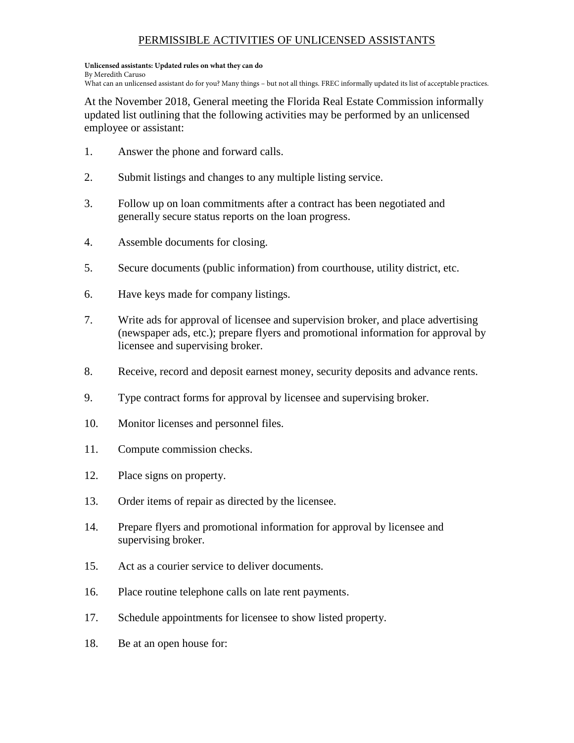## PERMISSIBLE ACTIVITIES OF UNLICENSED ASSISTANTS

**Unlicensed assistants: Updated rules on what they can do**
By Meredith Caruso
What can an unlicensed assistant do for you? Many things – but not all things. FREC informally updated its list of acceptable practices.

At the November 2018, General meeting the Florida Real Estate Commission informally updated list outlining that the following activities may be performed by an unlicensed employee or assistant:

1. Answer the phone and forward calls.

2. Submit listings and changes to any multiple listing service.

3. Follow up on loan commitments after a contract has been negotiated and generally secure status reports on the loan progress.

4. Assemble documents for closing.

5. Secure documents (public information) from courthouse, utility district, etc.

6. Have keys made for company listings.

7. Write ads for approval of licensee and supervision broker, and place advertising (newspaper ads, etc.); prepare flyers and promotional information for approval by licensee and supervising broker.

8. Receive, record and deposit earnest money, security deposits and advance rents.

9. Type contract forms for approval by licensee and supervising broker.

10. Monitor licenses and personnel files.

11. Compute commission checks.

12. Place signs on property.

13. Order items of repair as directed by the licensee.

14. Prepare flyers and promotional information for approval by licensee and supervising broker.

15. Act as a courier service to deliver documents.

16. Place routine telephone calls on late rent payments.

17. Schedule appointments for licensee to show listed property.

18. Be at an open house for: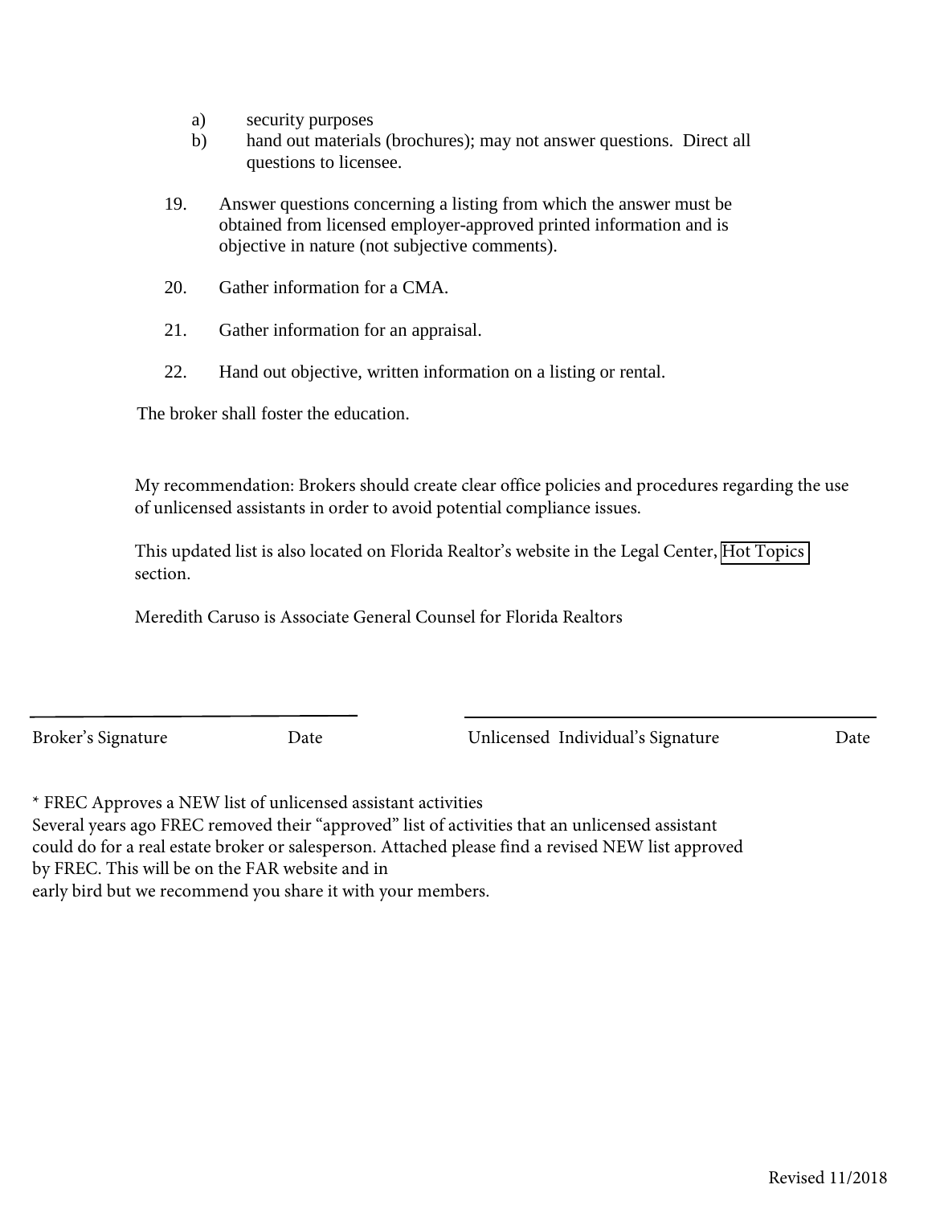a) security purposes
b) hand out materials (brochures); may not answer questions. Direct all questions to licensee.

19. Answer questions concerning a listing from which the answer must be obtained from licensed employer-approved printed information and is objective in nature (not subjective comments).

20. Gather information for a CMA.

21. Gather information for an appraisal.

22. Hand out objective, written information on a listing or rental.

The broker shall foster the education.

My recommendation: Brokers should create clear office policies and procedures regarding the use of unlicensed assistants in order to avoid potential compliance issues.

This updated list is also located on Florida Realtor's website in the Legal Center, Hot Topics section.

Meredith Caruso is Associate General Counsel for Florida Realtors

| Broker's Signature | Date | Unlicensed Individual's Signature | Date |
|---|---|---|---|

* FREC Approves a NEW list of unlicensed assistant activities
Several years ago FREC removed their "approved" list of activities that an unlicensed assistant could do for a real estate broker or salesperson. Attached please find a revised NEW list approved by FREC. This will be on the FAR website and in
early bird but we recommend you share it with your members.

Revised 11/2018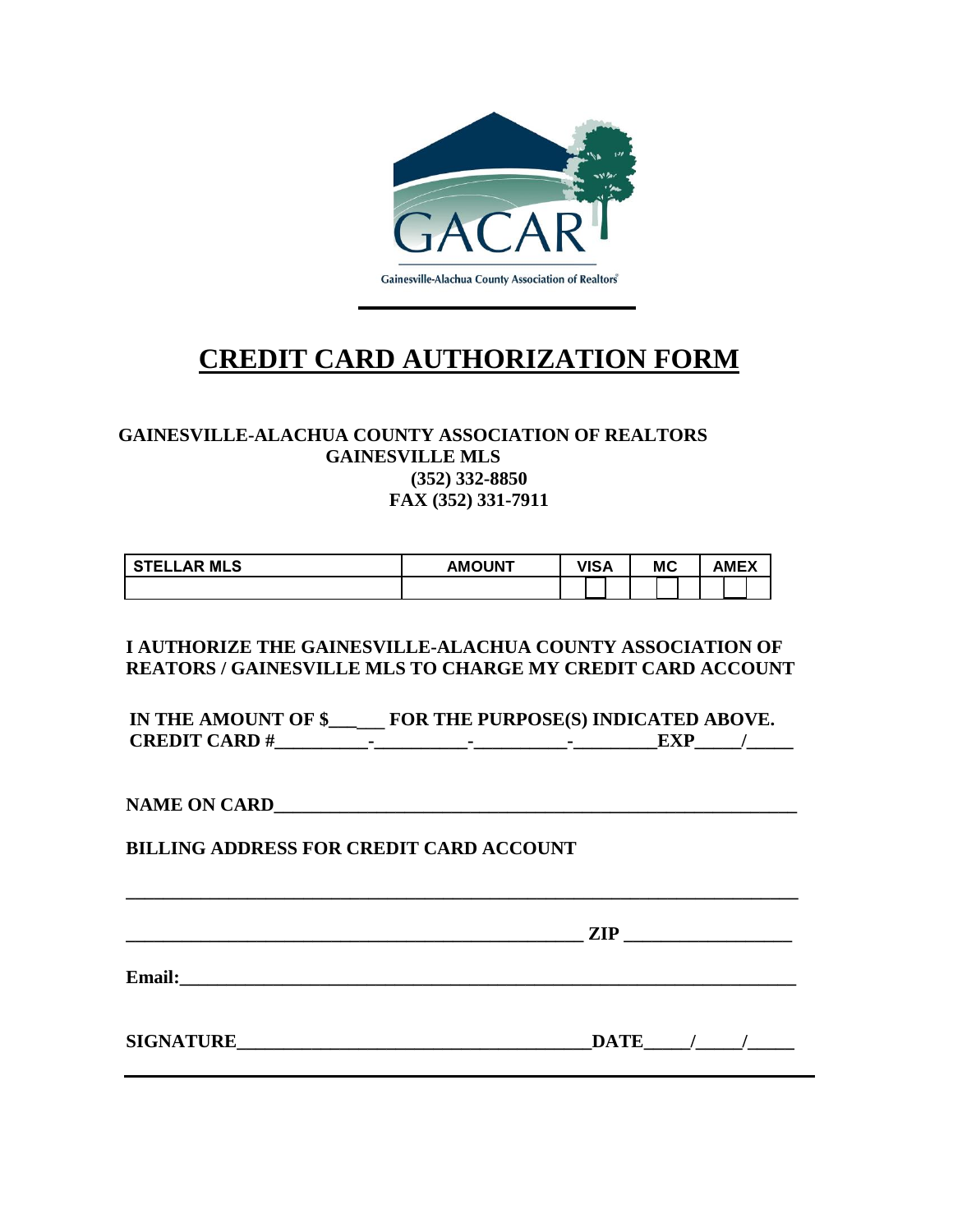GACAR

Gainesville-Alachua County Association of Realtors®

# CREDIT CARD AUTHORIZATION FORM

**GAINESVILLE-ALACHUA COUNTY ASSOCIATION OF REALTORS**
**GAINESVILLE MLS**
**(352) 332-8850**
**FAX (352) 331-7911**

| STELLAR MLS | AMOUNT | VISA | MC | AMEX |
|---|---|---|---|---|
| | | ☐ | ☐ | ☐ |

**I AUTHORIZE THE GAINESVILLE-ALACHUA COUNTY ASSOCIATION OF REATORS / GAINESVILLE MLS TO CHARGE MY CREDIT CARD ACCOUNT**

**IN THE AMOUNT OF $______ FOR THE PURPOSE(S) INDICATED ABOVE.**
**CREDIT CARD #__________-__________-__________-_________EXP_____/_____**

**NAME ON CARD___________________________________________________________**

**BILLING ADDRESS FOR CREDIT CARD ACCOUNT**

___________________________________________________________________________

_________________________________________________ ZIP __________________

**Email:_________________________________________________________________**

**SIGNATURE_______________________________________DATE_____/_____/_____**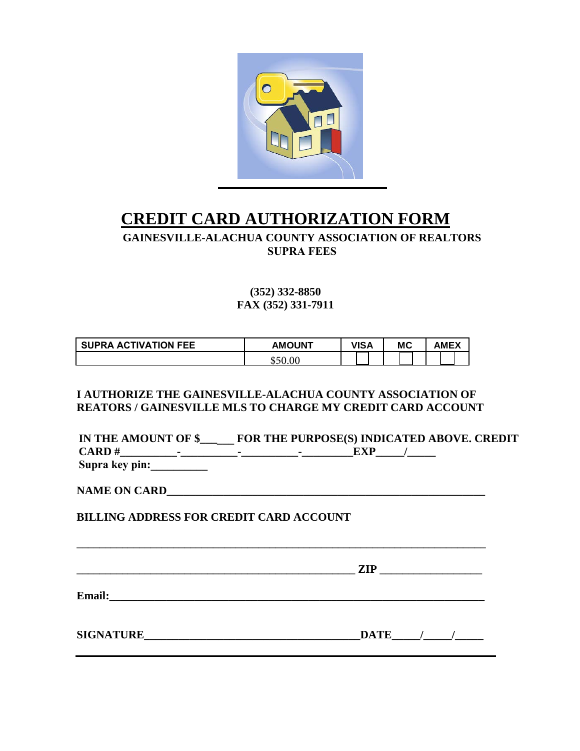# CREDIT CARD AUTHORIZATION FORM

**GAINESVILLE-ALACHUA COUNTY ASSOCIATION OF REALTORS**
**SUPRA FEES**

**(352) 332-8850**
**FAX (352) 331-7911**

| SUPRA ACTIVATION FEE | AMOUNT | VISA | MC | AMEX |
|---|---|---|---|---|
| | $50.00 | ☐ | ☐ | ☐ |

**I AUTHORIZE THE GAINESVILLE-ALACHUA COUNTY ASSOCIATION OF REATORS / GAINESVILLE MLS TO CHARGE MY CREDIT CARD ACCOUNT**

**IN THE AMOUNT OF $\_\_\_\_\_\_ FOR THE PURPOSE(S) INDICATED ABOVE. CREDIT CARD #\_\_\_\_\_\_\_\_\_\_-\_\_\_\_\_\_\_\_\_\_-\_\_\_\_\_\_\_\_\_\_-\_\_\_\_\_\_\_\_\_EXP\_\_\_\_\_/\_\_\_\_\_**
**Supra key pin:\_\_\_\_\_\_\_\_\_\_**

**NAME ON CARD\_\_\_\_\_\_\_\_\_\_\_\_\_\_\_\_\_\_\_\_\_\_\_\_\_\_\_\_\_\_\_\_\_\_\_\_\_\_\_\_\_\_\_\_\_\_\_\_\_\_\_\_\_\_\_\_\_\_**

**BILLING ADDRESS FOR CREDIT CARD ACCOUNT**

**\_\_\_\_\_\_\_\_\_\_\_\_\_\_\_\_\_\_\_\_\_\_\_\_\_\_\_\_\_\_\_\_\_\_\_\_\_\_\_\_\_\_\_\_\_\_\_\_\_\_\_\_\_\_\_\_\_\_\_\_\_\_\_\_\_\_\_\_\_\_\_\_**

**\_\_\_\_\_\_\_\_\_\_\_\_\_\_\_\_\_\_\_\_\_\_\_\_\_\_\_\_\_\_\_\_\_\_\_\_\_\_\_\_\_\_\_\_\_\_\_\_\_\_\_ ZIP \_\_\_\_\_\_\_\_\_\_\_\_\_\_\_\_\_\_\_**

**Email:\_\_\_\_\_\_\_\_\_\_\_\_\_\_\_\_\_\_\_\_\_\_\_\_\_\_\_\_\_\_\_\_\_\_\_\_\_\_\_\_\_\_\_\_\_\_\_\_\_\_\_\_\_\_\_\_\_\_\_\_\_\_\_\_\_\_**

**SIGNATURE\_\_\_\_\_\_\_\_\_\_\_\_\_\_\_\_\_\_\_\_\_\_\_\_\_\_\_\_\_\_\_\_\_\_\_\_\_\_\_\_DATE\_\_\_\_\_/\_\_\_\_\_/\_\_\_\_\_**